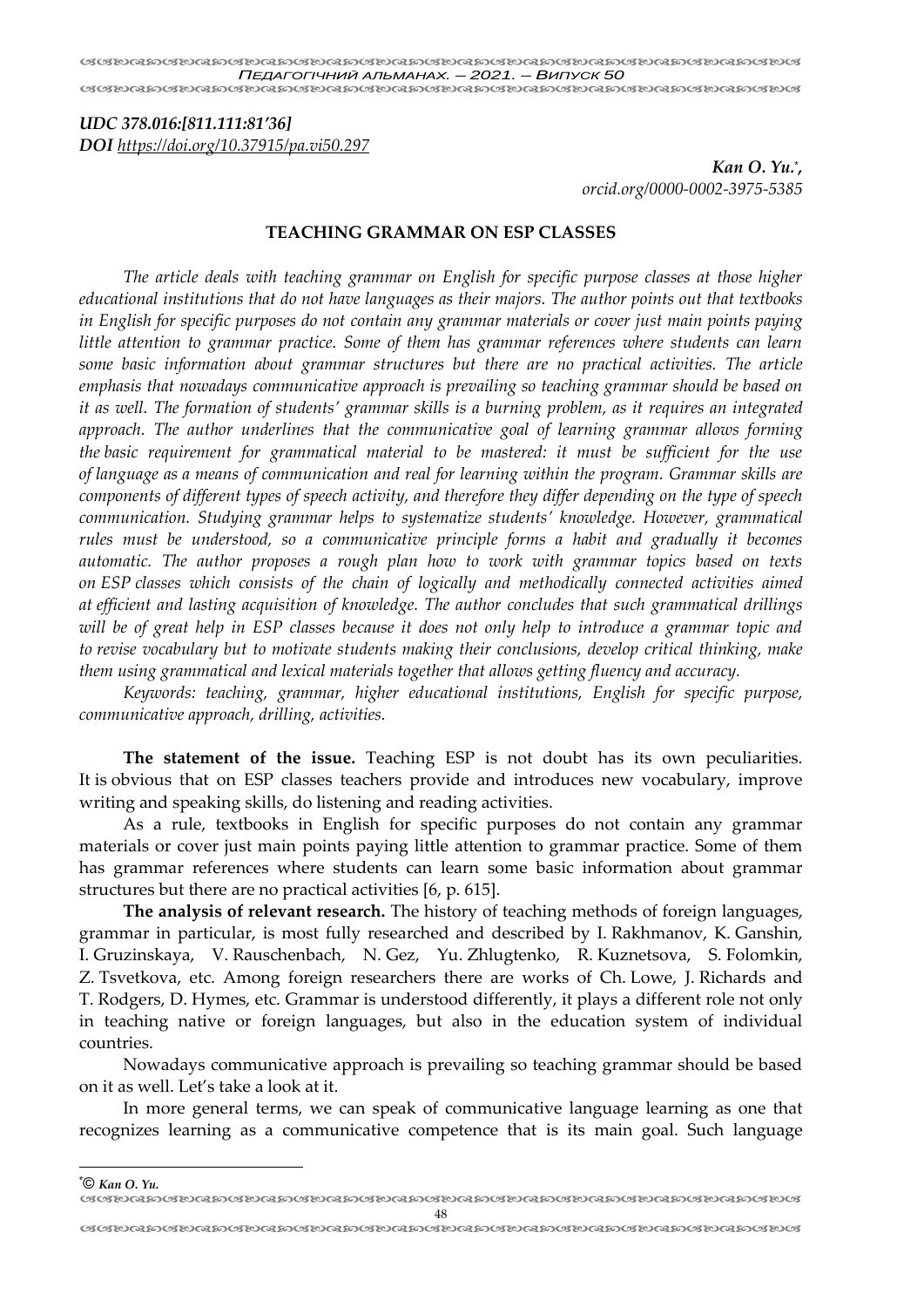***UDC 378.016:[811.111:81'36]***
***DOI*** *https://doi.org/10.37915/pa.vi50.297*

***Kan O. Yu.*** [*],
*orcid.org/0000-0002-3975-5385*

## TEACHING GRAMMAR ON ESP CLASSES

*The article deals with teaching grammar on English for specific purpose classes at those higher educational institutions that do not have languages as their majors. The author points out that textbooks in English for specific purposes do not contain any grammar materials or cover just main points paying little attention to grammar practice. Some of them has grammar references where students can learn some basic information about grammar structures but there are no practical activities. The article emphasis that nowadays communicative approach is prevailing so teaching grammar should be based on it as well. The formation of students' grammar skills is a burning problem, as it requires an integrated approach. The author underlines that the communicative goal of learning grammar allows forming the basic requirement for grammatical material to be mastered: it must be sufficient for the use of language as a means of communication and real for learning within the program. Grammar skills are components of different types of speech activity, and therefore they differ depending on the type of speech communication. Studying grammar helps to systematize students' knowledge. However, grammatical rules must be understood, so a communicative principle forms a habit and gradually it becomes automatic. The author proposes a rough plan how to work with grammar topics based on texts on ESP classes which consists of the chain of logically and methodically connected activities aimed at efficient and lasting acquisition of knowledge. The author concludes that such grammatical drillings will be of great help in ESP classes because it does not only help to introduce a grammar topic and to revise vocabulary but to motivate students making their conclusions, develop critical thinking, make them using grammatical and lexical materials together that allows getting fluency and accuracy.*

*Keywords: teaching, grammar, higher educational institutions, English for specific purpose, communicative approach, drilling, activities.*

**The statement of the issue.** Teaching ESP is not doubt has its own peculiarities. It is obvious that on ESP classes teachers provide and introduces new vocabulary, improve writing and speaking skills, do listening and reading activities.

As a rule, textbooks in English for specific purposes do not contain any grammar materials or cover just main points paying little attention to grammar practice. Some of them has grammar references where students can learn some basic information about grammar structures but there are no practical activities [6, p. 615].

**The analysis of relevant research.** The history of teaching methods of foreign languages, grammar in particular, is most fully researched and described by I. Rakhmanov, K. Ganshin, I. Gruzinskaya, V. Rauschenbach, N. Gez, Yu. Zhlugtenko, R. Kuznetsova, S. Folomkin, Z. Tsvetkova, etc. Among foreign researchers there are works of Ch. Lowe, J. Richards and T. Rodgers, D. Hymes, etc. Grammar is understood differently, it plays a different role not only in teaching native or foreign languages, but also in the education system of individual countries.

Nowadays communicative approach is prevailing so teaching grammar should be based on it as well. Let's take a look at it.

In more general terms, we can speak of communicative language learning as one that recognizes learning as a communicative competence that is its main goal. Such language

[*] *© Kan O. Yu.*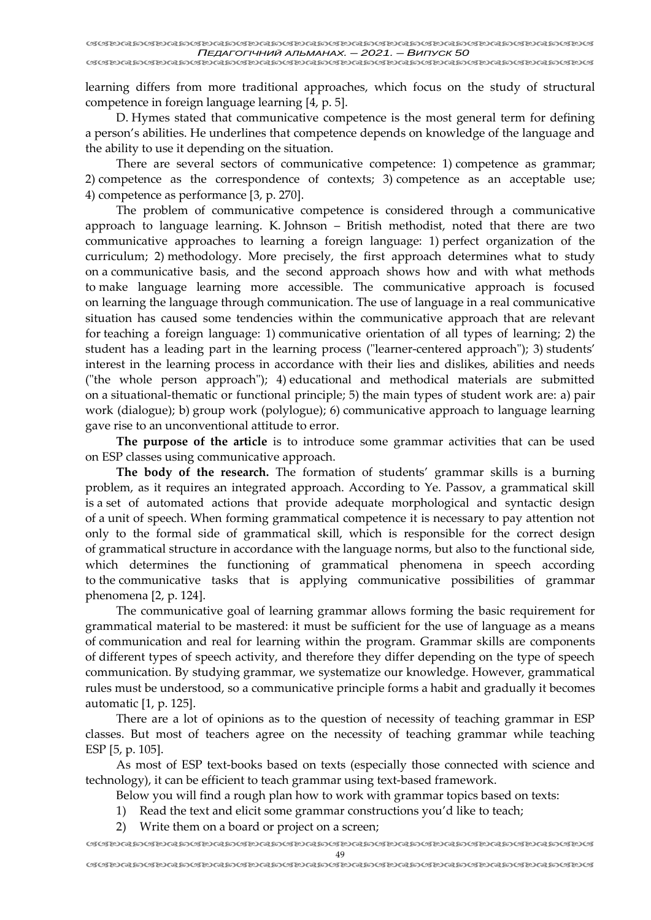learning differs from more traditional approaches, which focus on the study of structural competence in foreign language learning [4, p. 5].

D. Hymes stated that communicative competence is the most general term for defining a person's abilities. He underlines that competence depends on knowledge of the language and the ability to use it depending on the situation.

There are several sectors of communicative competence: 1) competence as grammar; 2) competence as the correspondence of contexts; 3) competence as an acceptable use; 4) competence as performance [3, p. 270].

The problem of communicative competence is considered through a communicative approach to language learning. K. Johnson – British methodist, noted that there are two communicative approaches to learning a foreign language: 1) perfect organization of the curriculum; 2) methodology. More precisely, the first approach determines what to study on a communicative basis, and the second approach shows how and with what methods to make language learning more accessible. The communicative approach is focused on learning the language through communication. The use of language in a real communicative situation has caused some tendencies within the communicative approach that are relevant for teaching a foreign language: 1) communicative orientation of all types of learning; 2) the student has a leading part in the learning process ("learner-centered approach"); 3) students' interest in the learning process in accordance with their lies and dislikes, abilities and needs ("the whole person approach"); 4) educational and methodical materials are submitted on a situational-thematic or functional principle; 5) the main types of student work are: a) pair work (dialogue); b) group work (polylogue); 6) communicative approach to language learning gave rise to an unconventional attitude to error.

**The purpose of the article** is to introduce some grammar activities that can be used on ESP classes using communicative approach.

**The body of the research.** The formation of students' grammar skills is a burning problem, as it requires an integrated approach. According to Ye. Passov, a grammatical skill is a set of automated actions that provide adequate morphological and syntactic design of a unit of speech. When forming grammatical competence it is necessary to pay attention not only to the formal side of grammatical skill, which is responsible for the correct design of grammatical structure in accordance with the language norms, but also to the functional side, which determines the functioning of grammatical phenomena in speech according to the communicative tasks that is applying communicative possibilities of grammar phenomena [2, p. 124].

The communicative goal of learning grammar allows forming the basic requirement for grammatical material to be mastered: it must be sufficient for the use of language as a means of communication and real for learning within the program. Grammar skills are components of different types of speech activity, and therefore they differ depending on the type of speech communication. By studying grammar, we systematize our knowledge. However, grammatical rules must be understood, so a communicative principle forms a habit and gradually it becomes automatic [1, p. 125].

There are a lot of opinions as to the question of necessity of teaching grammar in ESP classes. But most of teachers agree on the necessity of teaching grammar while teaching ESP [5, p. 105].

As most of ESP text-books based on texts (especially those connected with science and technology), it can be efficient to teach grammar using text-based framework.

Below you will find a rough plan how to work with grammar topics based on texts:

1) Read the text and elicit some grammar constructions you'd like to teach;
2) Write them on a board or project on a screen;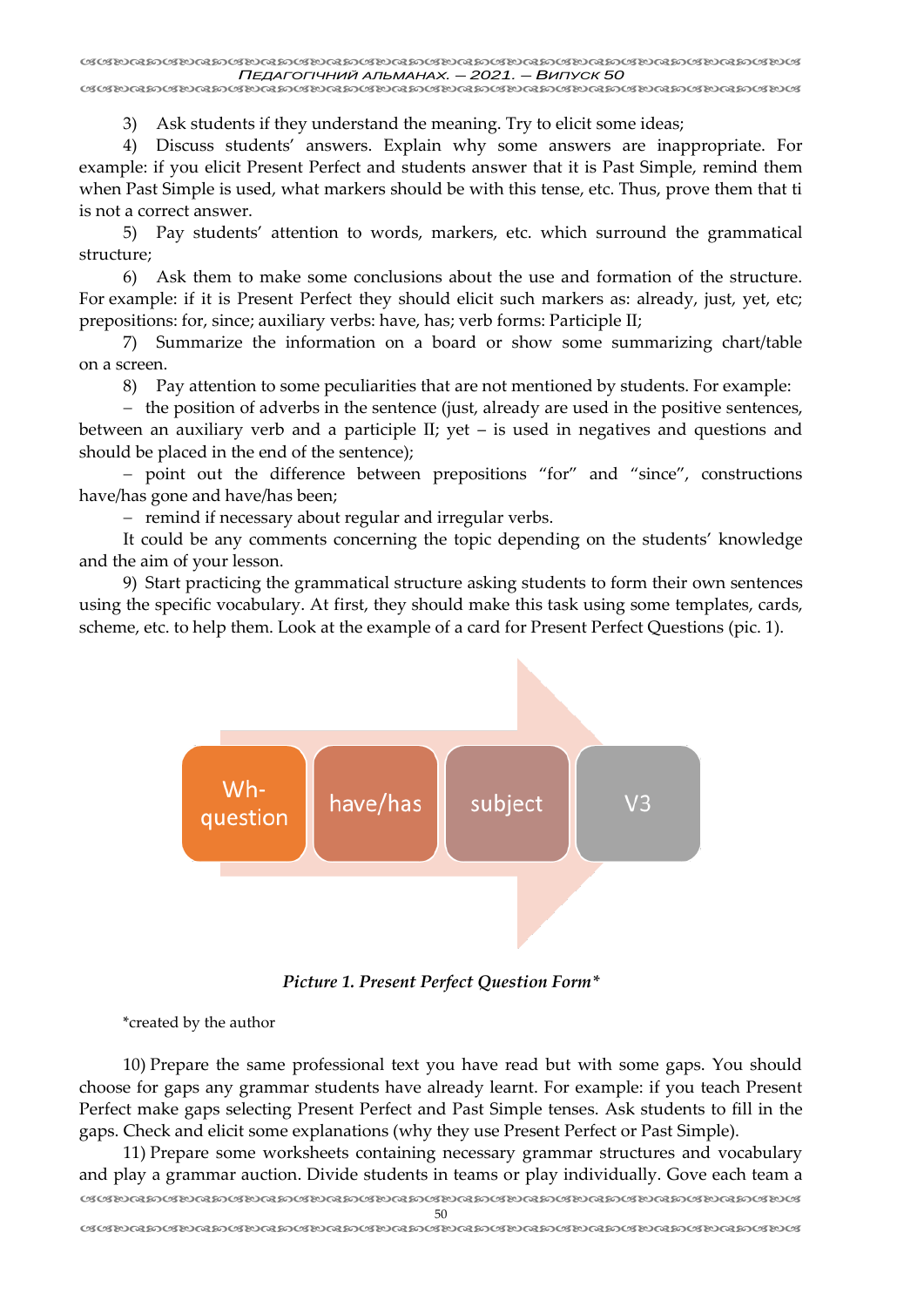3) Ask students if they understand the meaning. Try to elicit some ideas;

4) Discuss students' answers. Explain why some answers are inappropriate. For example: if you elicit Present Perfect and students answer that it is Past Simple, remind them when Past Simple is used, what markers should be with this tense, etc. Thus, prove them that ti is not a correct answer.

5) Pay students' attention to words, markers, etc. which surround the grammatical structure;

6) Ask them to make some conclusions about the use and formation of the structure. For example: if it is Present Perfect they should elicit such markers as: already, just, yet, etc; prepositions: for, since; auxiliary verbs: have, has; verb forms: Participle II;

7) Summarize the information on a board or show some summarizing chart/table on a screen.

8) Pay attention to some peculiarities that are not mentioned by students. For example:

– the position of adverbs in the sentence (just, already are used in the positive sentences, between an auxiliary verb and a participle II; yet – is used in negatives and questions and should be placed in the end of the sentence);

– point out the difference between prepositions "for" and "since", constructions have/has gone and have/has been;

– remind if necessary about regular and irregular verbs.

It could be any comments concerning the topic depending on the students' knowledge and the aim of your lesson.

9) Start practicing the grammatical structure asking students to form their own sentences using the specific vocabulary. At first, they should make this task using some templates, cards, scheme, etc. to help them. Look at the example of a card for Present Perfect Questions (pic. 1).

Wh-question → have/has → subject → V3

***Picture 1. Present Perfect Question Form****

*created by the author

10) Prepare the same professional text you have read but with some gaps. You should choose for gaps any grammar students have already learnt. For example: if you teach Present Perfect make gaps selecting Present Perfect and Past Simple tenses. Ask students to fill in the gaps. Check and elicit some explanations (why they use Present Perfect or Past Simple).

11) Prepare some worksheets containing necessary grammar structures and vocabulary and play a grammar auction. Divide students in teams or play individually. Gove each team a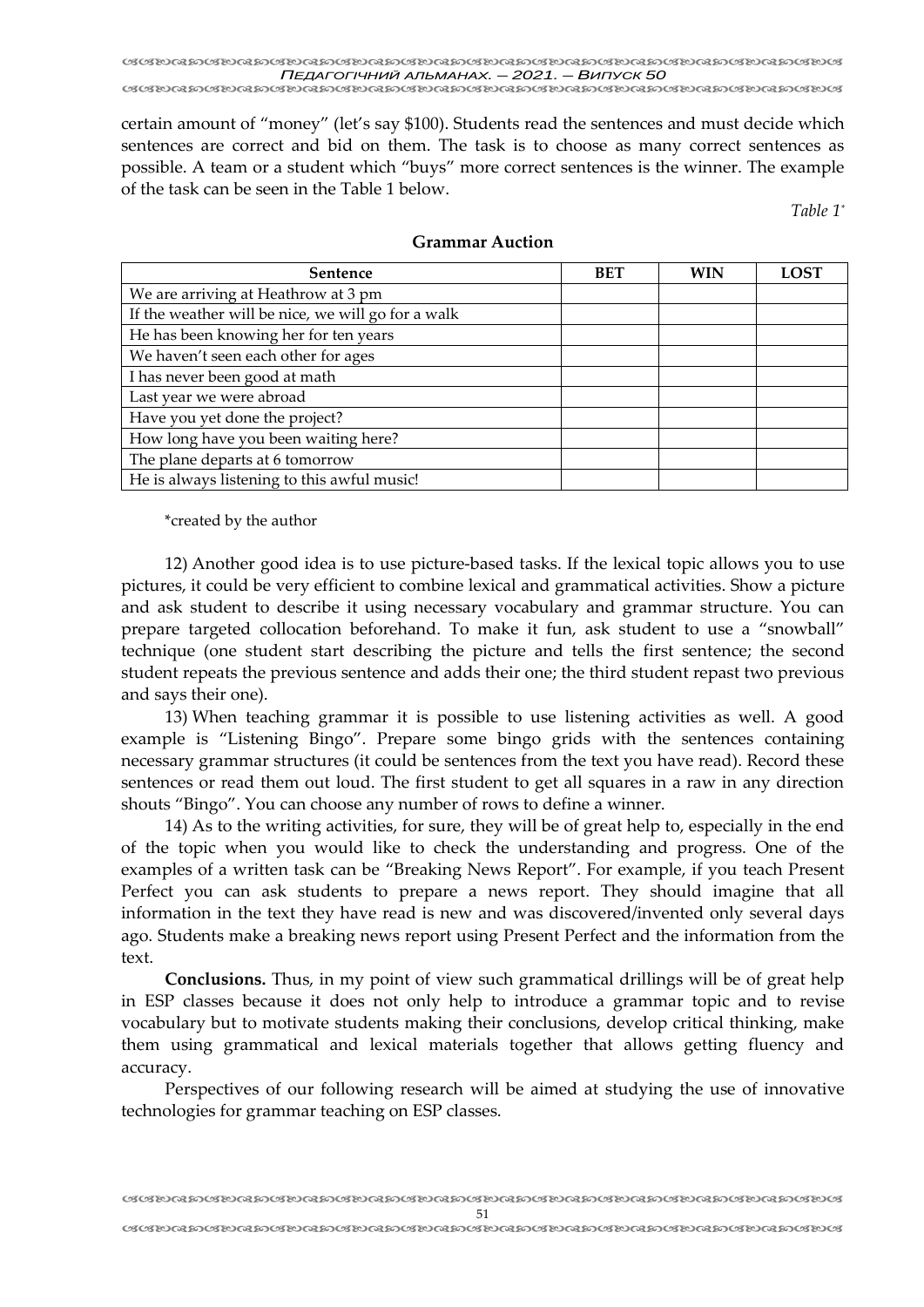certain amount of "money" (let's say $100). Students read the sentences and must decide which sentences are correct and bid on them. The task is to choose as many correct sentences as possible. A team or a student which "buys" more correct sentences is the winner. The example of the task can be seen in the Table 1 below.

*Table 1\**

**Grammar Auction**

| Sentence | BET | WIN | LOST |
|---|---|---|---|
| We are arriving at Heathrow at 3 pm | | | |
| If the weather will be nice, we will go for a walk | | | |
| He has been knowing her for ten years | | | |
| We haven't seen each other for ages | | | |
| I has never been good at math | | | |
| Last year we were abroad | | | |
| Have you yet done the project? | | | |
| How long have you been waiting here? | | | |
| The plane departs at 6 tomorrow | | | |
| He is always listening to this awful music! | | | |

\*created by the author

12) Another good idea is to use picture-based tasks. If the lexical topic allows you to use pictures, it could be very efficient to combine lexical and grammatical activities. Show a picture and ask student to describe it using necessary vocabulary and grammar structure. You can prepare targeted collocation beforehand. To make it fun, ask student to use a "snowball" technique (one student start describing the picture and tells the first sentence; the second student repeats the previous sentence and adds their one; the third student repast two previous and says their one).

13) When teaching grammar it is possible to use listening activities as well. A good example is "Listening Bingo". Prepare some bingo grids with the sentences containing necessary grammar structures (it could be sentences from the text you have read). Record these sentences or read them out loud. The first student to get all squares in a raw in any direction shouts "Bingo". You can choose any number of rows to define a winner.

14) As to the writing activities, for sure, they will be of great help to, especially in the end of the topic when you would like to check the understanding and progress. One of the examples of a written task can be "Breaking News Report". For example, if you teach Present Perfect you can ask students to prepare a news report. They should imagine that all information in the text they have read is new and was discovered/invented only several days ago. Students make a breaking news report using Present Perfect and the information from the text.

**Conclusions.** Thus, in my point of view such grammatical drillings will be of great help in ESP classes because it does not only help to introduce a grammar topic and to revise vocabulary but to motivate students making their conclusions, develop critical thinking, make them using grammatical and lexical materials together that allows getting fluency and accuracy.

Perspectives of our following research will be aimed at studying the use of innovative technologies for grammar teaching on ESP classes.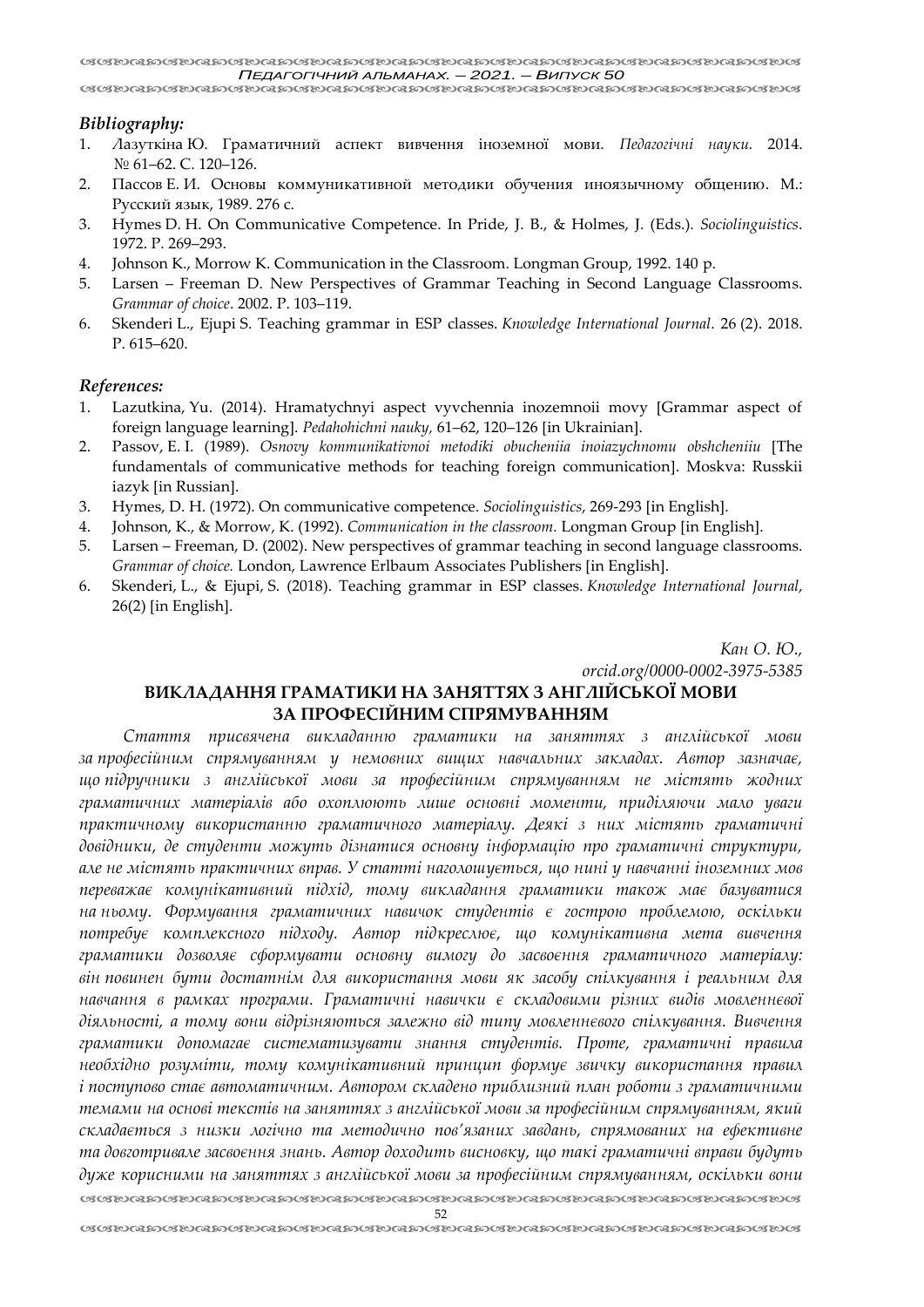### *Bibliography:*

1. Лазуткіна Ю. Граматичний аспект вивчення іноземної мови. *Педагогічні науки.* 2014. № 61–62. С. 120–126.
2. Пассов Е. И. Основы коммуникативной методики обучения иноязычному общению. М.: Русский язык, 1989. 276 с.
3. Hymes D. H. On Communicative Competence. In Pride, J. B., & Holmes, J. (Eds.). *Sociolinguistics*. 1972. P. 269–293.
4. Johnson K., Morrow K. Communication in the Classroom. Longman Group, 1992. 140 p.
5. Larsen – Freeman D. New Perspectives of Grammar Teaching in Second Language Classrooms. *Grammar of choice*. 2002. P. 103–119.
6. Skenderi L., Ejupi S. Teaching grammar in ESP classes. *Knowledge International Journal*. 26 (2). 2018. P. 615–620.

### *References:*

1. Lazutkina, Yu. (2014). Hramatychnyi aspect vyvchennia inozemnoii movy [Grammar aspect of foreign language learning]. *Pedahohichni nauky,* 61–62, 120–126 [in Ukrainian].
2. Passov, E. I. (1989). *Osnovy kommunikativnoi metodiki obucheniia inoiazychnomu obshcheniiu* [The fundamentals of communicative methods for teaching foreign communication]. Moskva: Russkii iazyk [in Russian].
3. Hymes, D. H. (1972). On communicative competence. *Sociolinguistics*, 269-293 [in English].
4. Johnson, K., & Morrow, K. (1992). *Communication in the classroom.* Longman Group [in English].
5. Larsen – Freeman, D. (2002). New perspectives of grammar teaching in second language classrooms. *Grammar of choice.* London, Lawrence Erlbaum Associates Publishers [in English].
6. Skenderi, L., & Ejupi, S. (2018). Teaching grammar in ESP classes. *Knowledge International Journal*, 26(2) [in English].

*Кан О. Ю.,*
*orcid.org/0000-0002-3975-5385*

## ВИКЛАДАННЯ ГРАМАТИКИ НА ЗАНЯТТЯХ З АНГЛІЙСЬКОЇ МОВИ ЗА ПРОФЕСІЙНИМ СПРЯМУВАННЯМ

*Стаття присвячена викладанню граматики на заняттях з англійської мови за професійним спрямуванням у немовних вищих навчальних закладах. Автор зазначає, що підручники з англійської мови за професійним спрямуванням не містять жодних граматичних матеріалів або охоплюють лише основні моменти, приділяючи мало уваги практичному використанню граматичного матеріалу. Деякі з них містять граматичні довідники, де студенти можуть дізнатися основну інформацію про граматичні структури, але не містять практичних вправ. У статті наголошується, що нині у навчанні іноземних мов переважає комунікативний підхід, тому викладання граматики також має базуватися на ньому. Формування граматичних навичок студентів є гострою проблемою, оскільки потребує комплексного підходу. Автор підкреслює, що комунікативна мета вивчення граматики дозволяє сформувати основну вимогу до засвоєння граматичного матеріалу: він повинен бути достатнім для використання мови як засобу спілкування і реальним для навчання в рамках програми. Граматичні навички є складовими різних видів мовленнєвої діяльності, а тому вони відрізняються залежно від типу мовленневого спілкування. Вивчення граматики допомагає систематизувати знання студентів. Проте, граматичні правила необхідно розуміти, тому комунікативний принцип формує звичку використання правил і поступово стає автоматичним. Автором складено приблизний план роботи з граматичними темами на основі текстів на заняттях з англійської мови за професійним спрямуванням, який складається з низки логічно та методично пов'язаних завдань, спрямованих на ефективне та довготривале засвоєння знань. Автор доходить висновку, що такі граматичні вправи будуть дуже корисними на заняттях з англійської мови за професійним спрямуванням, оскільки вони*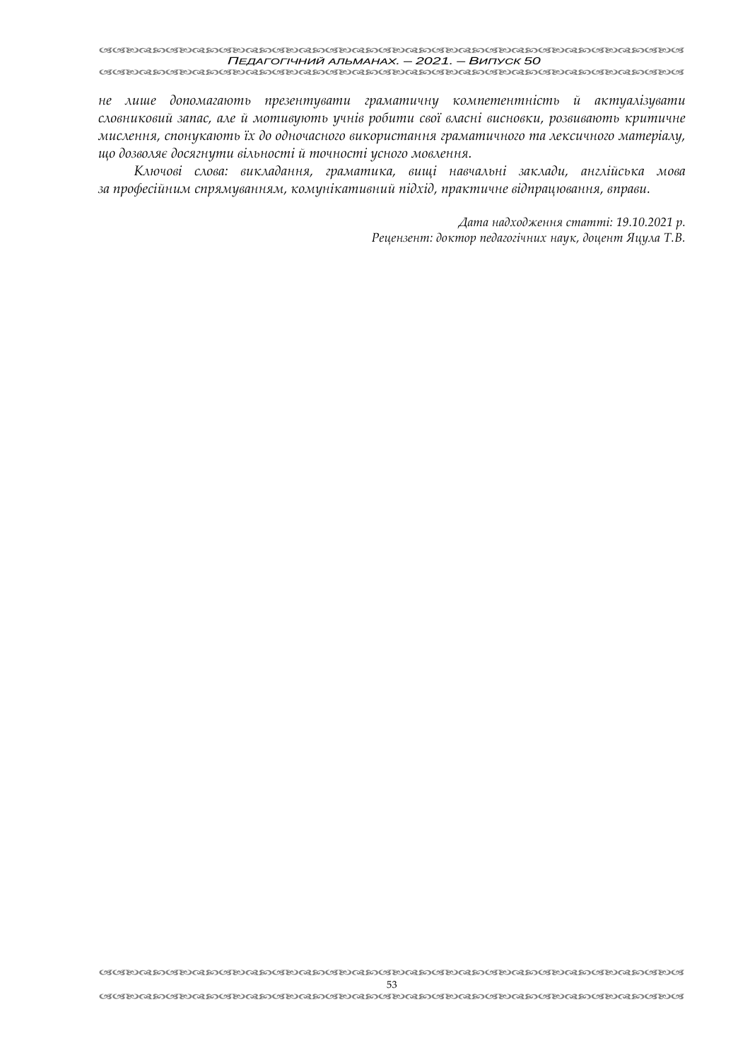*не лише допомагають презентувати граматичну компетентність й актуалізувати словниковий запас, але й мотивують учнів робити свої власні висновки, розвивають критичне мислення, спонукають їх до одночасного використання граматичного та лексичного матеріалу, що дозволяє досягнути вільності й точності усного мовлення.*

*Ключові слова: викладання, граматика, вищі навчальні заклади, англійська мова за професійним спрямуванням, комунікативний підхід, практичне відпрацювання, вправи.*

*Дата надходження статті: 19.10.2021 р.*
*Рецензент: доктор педагогічних наук, доцент Яцула Т.В.*